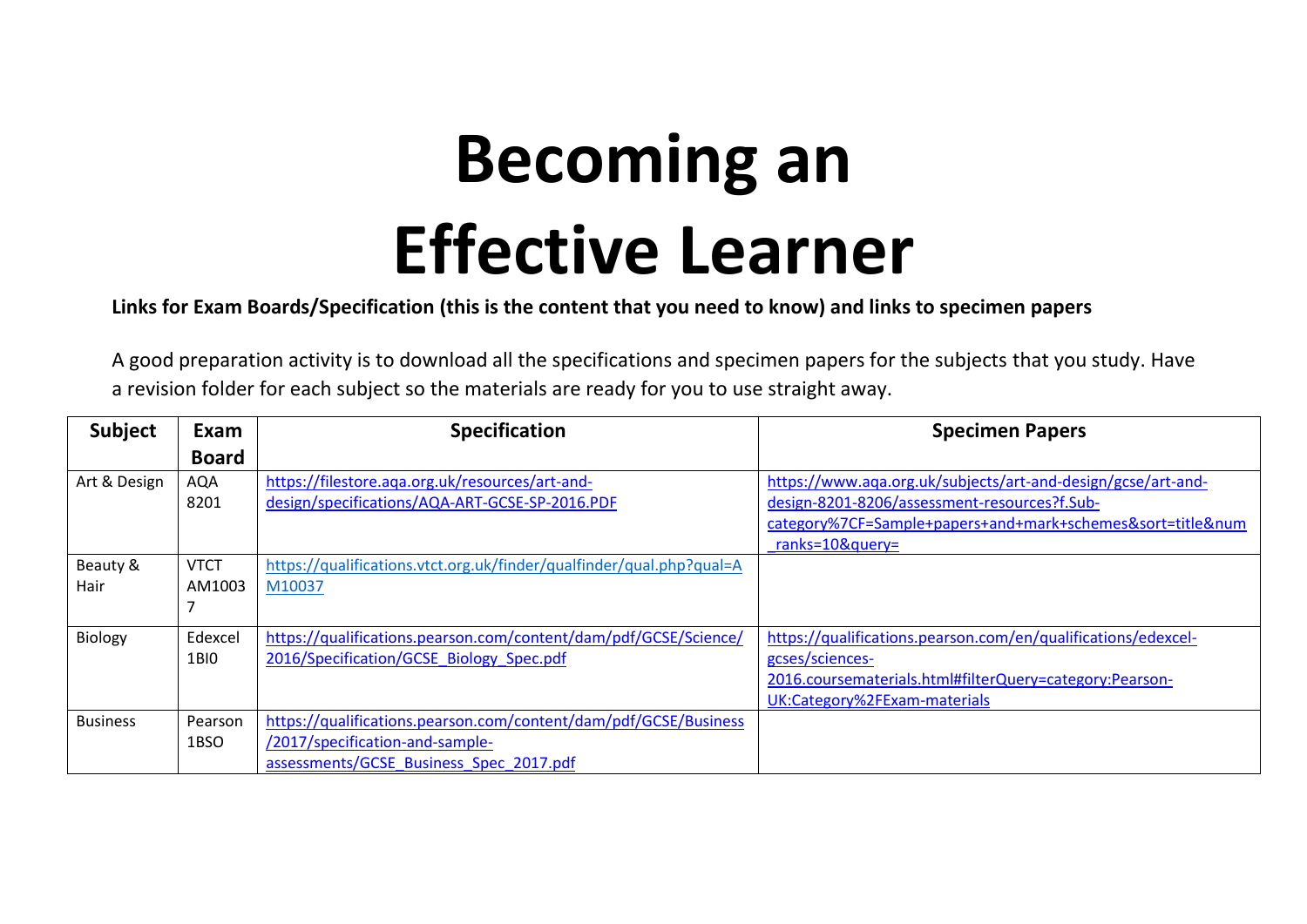# Becoming an Effective Learner

**Links for Exam Boards/Specification (this is the content that you need to know) and links to specimen papers**

A good preparation activity is to download all the specifications and specimen papers for the subjects that you study. Have a revision folder for each subject so the materials are ready for you to use straight away.

| Subject | Exam Board | Specification | Specimen Papers |
|---|---|---|---|
| Art & Design | AQA 8201 | https://filestore.aqa.org.uk/resources/art-and-design/specifications/AQA-ART-GCSE-SP-2016.PDF | https://www.aqa.org.uk/subjects/art-and-design/gcse/art-and-design-8201-8206/assessment-resources?f.Sub-category%7CF=Sample+papers+and+mark+schemes&sort=title&num_ranks=10&query= |
| Beauty & Hair | VTCT AM10037 | https://qualifications.vtct.org.uk/finder/qualfinder/qual.php?qual=AM10037 | |
| Biology | Edexcel 1BI0 | https://qualifications.pearson.com/content/dam/pdf/GCSE/Science/2016/Specification/GCSE_Biology_Spec.pdf | https://qualifications.pearson.com/en/qualifications/edexcel-gcses/sciences-2016.coursematerials.html#filterQuery=category:Pearson-UK:Category%2FExam-materials |
| Business | Pearson 1BSO | https://qualifications.pearson.com/content/dam/pdf/GCSE/Business/2017/specification-and-sample-assessments/GCSE_Business_Spec_2017.pdf | |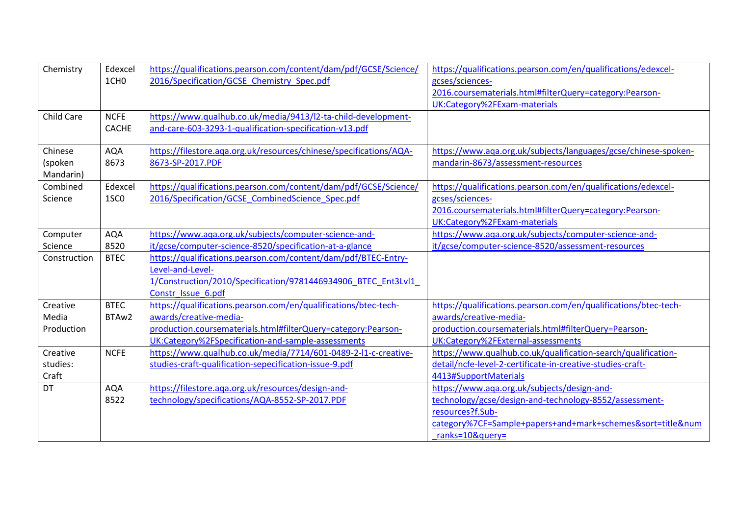| Chemistry | Edexcel 1CH0 | https://qualifications.pearson.com/content/dam/pdf/GCSE/Science/2016/Specification/GCSE_Chemistry_Spec.pdf | https://qualifications.pearson.com/en/qualifications/edexcel-gcses/sciences-2016.coursematerials.html#filterQuery=category:Pearson-UK:Category%2FExam-materials |
|---|---|---|---|
| Child Care | NCFE CACHE | https://www.qualhub.co.uk/media/9413/l2-ta-child-development-and-care-603-3293-1-qualification-specification-v13.pdf | |
| Chinese (spoken Mandarin) | AQA 8673 | https://filestore.aqa.org.uk/resources/chinese/specifications/AQA-8673-SP-2017.PDF | https://www.aqa.org.uk/subjects/languages/gcse/chinese-spoken-mandarin-8673/assessment-resources |
| Combined Science | Edexcel 1SC0 | https://qualifications.pearson.com/content/dam/pdf/GCSE/Science/2016/Specification/GCSE_CombinedScience_Spec.pdf | https://qualifications.pearson.com/en/qualifications/edexcel-gcses/sciences-2016.coursematerials.html#filterQuery=category:Pearson-UK:Category%2FExam-materials |
| Computer Science | AQA 8520 | https://www.aqa.org.uk/subjects/computer-science-and-it/gcse/computer-science-8520/specification-at-a-glance | https://www.aqa.org.uk/subjects/computer-science-and-it/gcse/computer-science-8520/assessment-resources |
| Construction | BTEC | https://qualifications.pearson.com/content/dam/pdf/BTEC-Entry-Level-and-Level-1/Construction/2010/Specification/9781446934906_BTEC_Ent3Lvl1_Constr_Issue_6.pdf | |
| Creative Media Production | BTEC BTAw2 | https://qualifications.pearson.com/en/qualifications/btec-tech-awards/creative-media-production.coursematerials.html#filterQuery=category:Pearson-UK:Category%2FSpecification-and-sample-assessments | https://qualifications.pearson.com/en/qualifications/btec-tech-awards/creative-media-production.coursematerials.html#filterQuery=Pearson-UK:Category%2FExternal-assessments |
| Creative studies: Craft | NCFE | https://www.qualhub.co.uk/media/7714/601-0489-2-l1-c-creative-studies-craft-qualification-sepecification-issue-9.pdf | https://www.qualhub.co.uk/qualification-search/qualification-detail/ncfe-level-2-certificate-in-creative-studies-craft-4413#SupportMaterials |
| DT | AQA 8522 | https://filestore.aqa.org.uk/resources/design-and-technology/specifications/AQA-8552-SP-2017.PDF | https://www.aqa.org.uk/subjects/design-and-technology/gcse/design-and-technology-8552/assessment-resources?f.Sub-category%7CF=Sample+papers+and+mark+schemes&sort=title&num_ranks=10&query= |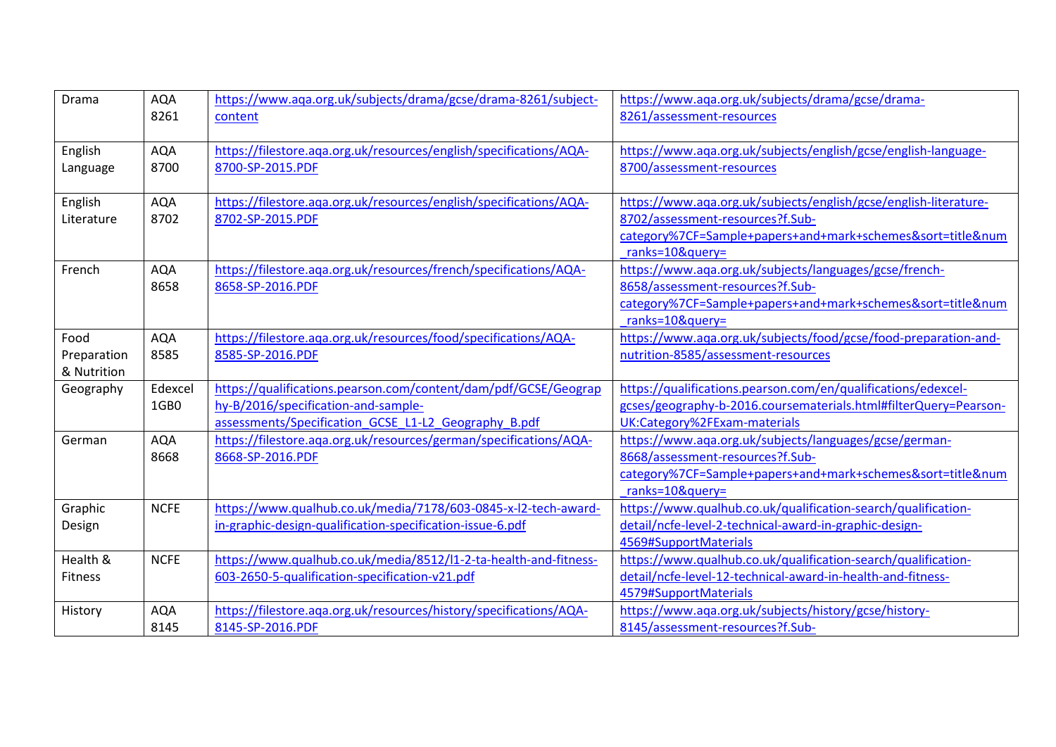| | | | |
|---|---|---|---|
| Drama | AQA 8261 | https://www.aqa.org.uk/subjects/drama/gcse/drama-8261/subject-content | https://www.aqa.org.uk/subjects/drama/gcse/drama-8261/assessment-resources |
| English Language | AQA 8700 | https://filestore.aqa.org.uk/resources/english/specifications/AQA-8700-SP-2015.PDF | https://www.aqa.org.uk/subjects/english/gcse/english-language-8700/assessment-resources |
| English Literature | AQA 8702 | https://filestore.aqa.org.uk/resources/english/specifications/AQA-8702-SP-2015.PDF | https://www.aqa.org.uk/subjects/english/gcse/english-literature-8702/assessment-resources?f.Sub-category%7CF=Sample+papers+and+mark+schemes&sort=title&num_ranks=10&query= |
| French | AQA 8658 | https://filestore.aqa.org.uk/resources/french/specifications/AQA-8658-SP-2016.PDF | https://www.aqa.org.uk/subjects/languages/gcse/french-8658/assessment-resources?f.Sub-category%7CF=Sample+papers+and+mark+schemes&sort=title&num_ranks=10&query= |
| Food Preparation & Nutrition | AQA 8585 | https://filestore.aqa.org.uk/resources/food/specifications/AQA-8585-SP-2016.PDF | https://www.aqa.org.uk/subjects/food/gcse/food-preparation-and-nutrition-8585/assessment-resources |
| Geography | Edexcel 1GB0 | https://qualifications.pearson.com/content/dam/pdf/GCSE/Geography-B/2016/specification-and-sample-assessments/Specification_GCSE_L1-L2_Geography_B.pdf | https://qualifications.pearson.com/en/qualifications/edexcel-gcses/geography-b-2016.coursematerials.html#filterQuery=Pearson-UK:Category%2FExam-materials |
| German | AQA 8668 | https://filestore.aqa.org.uk/resources/german/specifications/AQA-8668-SP-2016.PDF | https://www.aqa.org.uk/subjects/languages/gcse/german-8668/assessment-resources?f.Sub-category%7CF=Sample+papers+and+mark+schemes&sort=title&num_ranks=10&query= |
| Graphic Design | NCFE | https://www.qualhub.co.uk/media/7178/603-0845-x-l2-tech-award-in-graphic-design-qualification-specification-issue-6.pdf | https://www.qualhub.co.uk/qualification-search/qualification-detail/ncfe-level-2-technical-award-in-graphic-design-4569#SupportMaterials |
| Health & Fitness | NCFE | https://www.qualhub.co.uk/media/8512/l1-2-ta-health-and-fitness-603-2650-5-qualification-specification-v21.pdf | https://www.qualhub.co.uk/qualification-search/qualification-detail/ncfe-level-12-technical-award-in-health-and-fitness-4579#SupportMaterials |
| History | AQA 8145 | https://filestore.aqa.org.uk/resources/history/specifications/AQA-8145-SP-2016.PDF | https://www.aqa.org.uk/subjects/history/gcse/history-8145/assessment-resources?f.Sub- |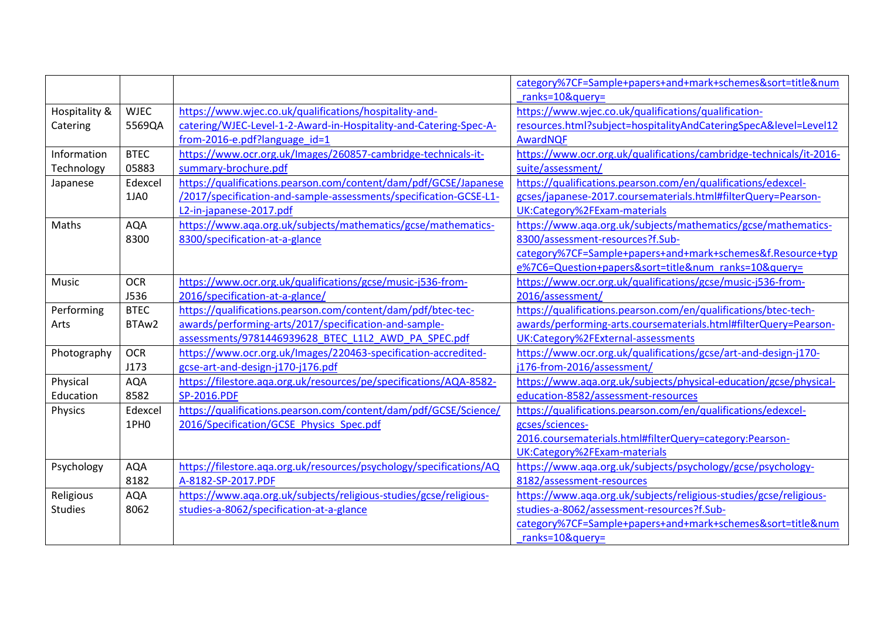| | | | |
|---|---|---|---|
| | | | category%7CF=Sample+papers+and+mark+schemes&sort=title&num_ranks=10&query= |
| Hospitality & Catering | WJEC 5569QA | https://www.wjec.co.uk/qualifications/hospitality-and-catering/WJEC-Level-1-2-Award-in-Hospitality-and-Catering-Spec-A-from-2016-e.pdf?language_id=1 | https://www.wjec.co.uk/qualifications/qualification-resources.html?subject=hospitalityAndCateringSpecA&level=Level12AwardNQF |
| Information Technology | BTEC 05883 | https://www.ocr.org.uk/Images/260857-cambridge-technicals-it-summary-brochure.pdf | https://www.ocr.org.uk/qualifications/cambridge-technicals/it-2016-suite/assessment/ |
| Japanese | Edexcel 1JA0 | https://qualifications.pearson.com/content/dam/pdf/GCSE/Japanese/2017/specification-and-sample-assessments/specification-GCSE-L1-L2-in-japanese-2017.pdf | https://qualifications.pearson.com/en/qualifications/edexcel-gcses/japanese-2017.coursematerials.html#filterQuery=Pearson-UK:Category%2FExam-materials |
| Maths | AQA 8300 | https://www.aqa.org.uk/subjects/mathematics/gcse/mathematics-8300/specification-at-a-glance | https://www.aqa.org.uk/subjects/mathematics/gcse/mathematics-8300/assessment-resources?f.Sub-category%7CF=Sample+papers+and+mark+schemes&f.Resource+type%7C6=Question+papers&sort=title&num_ranks=10&query= |
| Music | OCR J536 | https://www.ocr.org.uk/qualifications/gcse/music-j536-from-2016/specification-at-a-glance/ | https://www.ocr.org.uk/qualifications/gcse/music-j536-from-2016/assessment/ |
| Performing Arts | BTEC BTAw2 | https://qualifications.pearson.com/content/dam/pdf/btec-tec-awards/performing-arts/2017/specification-and-sample-assessments/9781446939628_BTEC_L1L2_AWD_PA_SPEC.pdf | https://qualifications.pearson.com/en/qualifications/btec-tech-awards/performing-arts.coursematerials.html#filterQuery=Pearson-UK:Category%2FExternal-assessments |
| Photography | OCR J173 | https://www.ocr.org.uk/Images/220463-specification-accredited-gcse-art-and-design-j170-j176.pdf | https://www.ocr.org.uk/qualifications/gcse/art-and-design-j170-j176-from-2016/assessment/ |
| Physical Education | AQA 8582 | https://filestore.aqa.org.uk/resources/pe/specifications/AQA-8582-SP-2016.PDF | https://www.aqa.org.uk/subjects/physical-education/gcse/physical-education-8582/assessment-resources |
| Physics | Edexcel 1PH0 | https://qualifications.pearson.com/content/dam/pdf/GCSE/Science/2016/Specification/GCSE_Physics_Spec.pdf | https://qualifications.pearson.com/en/qualifications/edexcel-gcses/sciences-2016.coursematerials.html#filterQuery=category:Pearson-UK:Category%2FExam-materials |
| Psychology | AQA 8182 | https://filestore.aqa.org.uk/resources/psychology/specifications/AQA-8182-SP-2017.PDF | https://www.aqa.org.uk/subjects/psychology/gcse/psychology-8182/assessment-resources |
| Religious Studies | AQA 8062 | https://www.aqa.org.uk/subjects/religious-studies/gcse/religious-studies-a-8062/specification-at-a-glance | https://www.aqa.org.uk/subjects/religious-studies/gcse/religious-studies-a-8062/assessment-resources?f.Sub-category%7CF=Sample+papers+and+mark+schemes&sort=title&num_ranks=10&query= |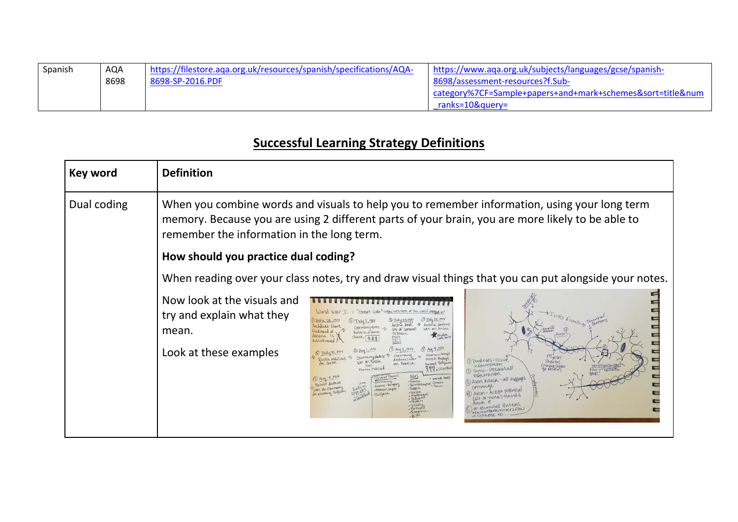| Spanish | AQA 8698 | https://filestore.aqa.org.uk/resources/spanish/specifications/AQA-8698-SP-2016.PDF | https://www.aqa.org.uk/subjects/languages/gcse/spanish-8698/assessment-resources?f.Sub-category%7CF=Sample+papers+and+mark+schemes&sort=title&num_ranks=10&query= |
|---|---|---|---|

## Successful Learning Strategy Definitions

| Key word | Definition |
|---|---|
| Dual coding | When you combine words and visuals to help you to remember information, using your long term memory. Because you are using 2 different parts of your brain, you are more likely to be able to remember the information in the long term.<br><br>**How should you practice dual coding?**<br><br>When reading over your class notes, try and draw visual things that you can put alongside your notes.<br><br>Now look at the visuals and try and explain what they mean.<br><br>Look at these examples |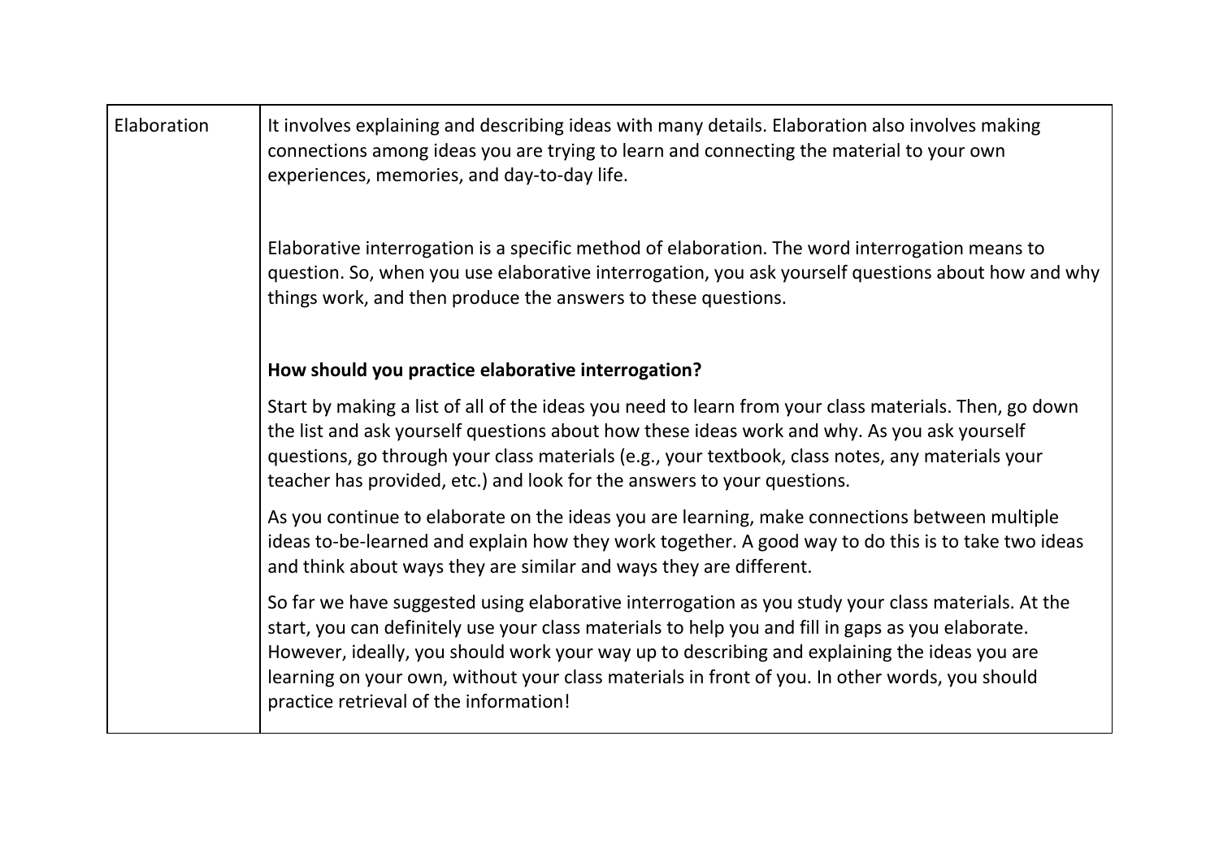| Elaboration | It involves explaining and describing ideas with many details. Elaboration also involves making connections among ideas you are trying to learn and connecting the material to your own experiences, memories, and day-to-day life.<br><br>Elaborative interrogation is a specific method of elaboration. The word interrogation means to question. So, when you use elaborative interrogation, you ask yourself questions about how and why things work, and then produce the answers to these questions.<br><br>**How should you practice elaborative interrogation?**<br><br>Start by making a list of all of the ideas you need to learn from your class materials. Then, go down the list and ask yourself questions about how these ideas work and why. As you ask yourself questions, go through your class materials (e.g., your textbook, class notes, any materials your teacher has provided, etc.) and look for the answers to your questions.<br><br>As you continue to elaborate on the ideas you are learning, make connections between multiple ideas to-be-learned and explain how they work together. A good way to do this is to take two ideas and think about ways they are similar and ways they are different.<br><br>So far we have suggested using elaborative interrogation as you study your class materials. At the start, you can definitely use your class materials to help you and fill in gaps as you elaborate. However, ideally, you should work your way up to describing and explaining the ideas you are learning on your own, without your class materials in front of you. In other words, you should practice retrieval of the information! |
|---|---|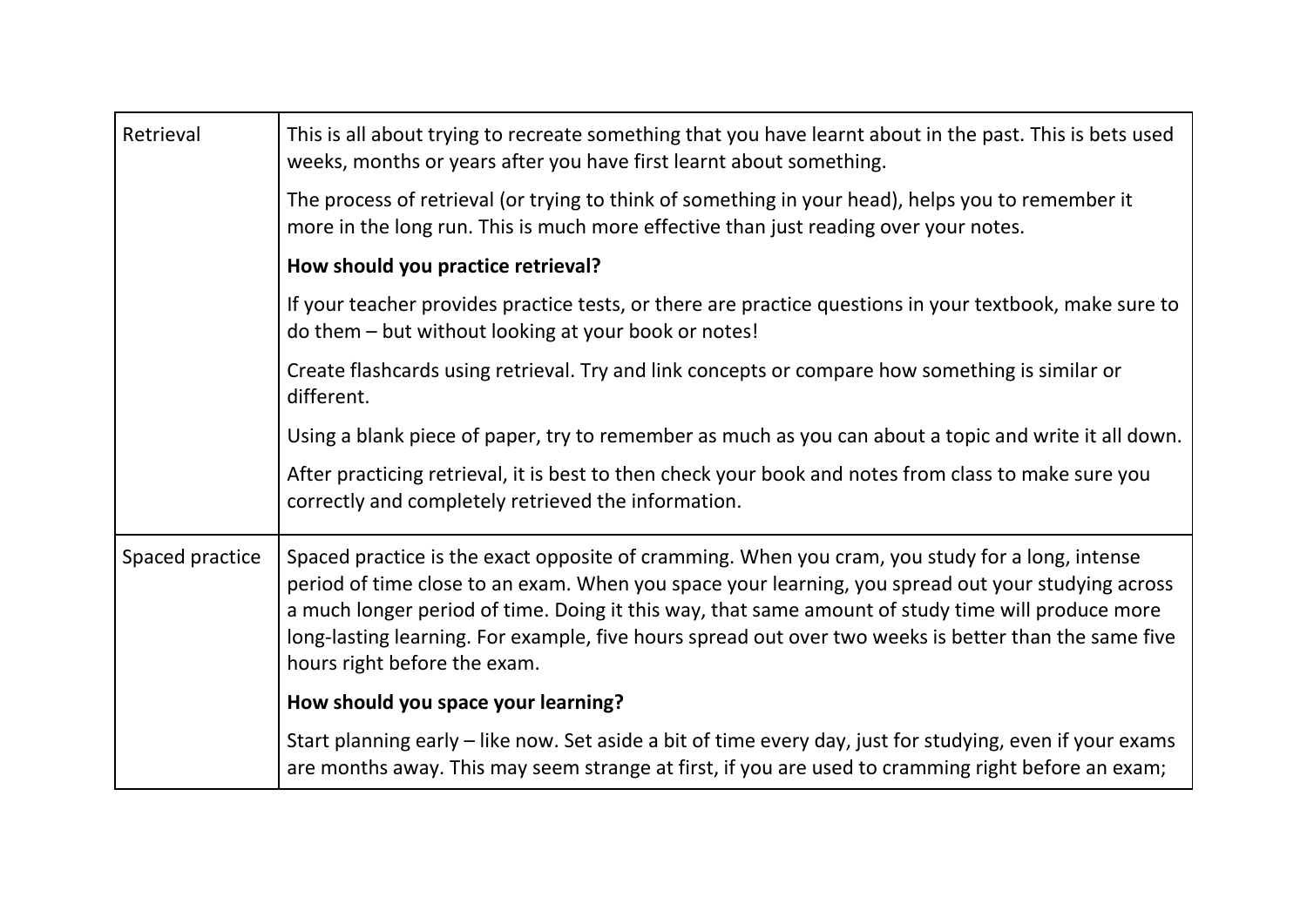| | |
|---|---|
| Retrieval | This is all about trying to recreate something that you have learnt about in the past. This is bets used weeks, months or years after you have first learnt about something.<br><br>The process of retrieval (or trying to think of something in your head), helps you to remember it more in the long run. This is much more effective than just reading over your notes.<br><br>**How should you practice retrieval?**<br><br>If your teacher provides practice tests, or there are practice questions in your textbook, make sure to do them – but without looking at your book or notes!<br><br>Create flashcards using retrieval. Try and link concepts or compare how something is similar or different.<br><br>Using a blank piece of paper, try to remember as much as you can about a topic and write it all down.<br><br>After practicing retrieval, it is best to then check your book and notes from class to make sure you correctly and completely retrieved the information. |
| Spaced practice | Spaced practice is the exact opposite of cramming. When you cram, you study for a long, intense period of time close to an exam. When you space your learning, you spread out your studying across a much longer period of time. Doing it this way, that same amount of study time will produce more long-lasting learning. For example, five hours spread out over two weeks is better than the same five hours right before the exam.<br><br>**How should you space your learning?**<br><br>Start planning early – like now. Set aside a bit of time every day, just for studying, even if your exams are months away. This may seem strange at first, if you are used to cramming right before an exam; |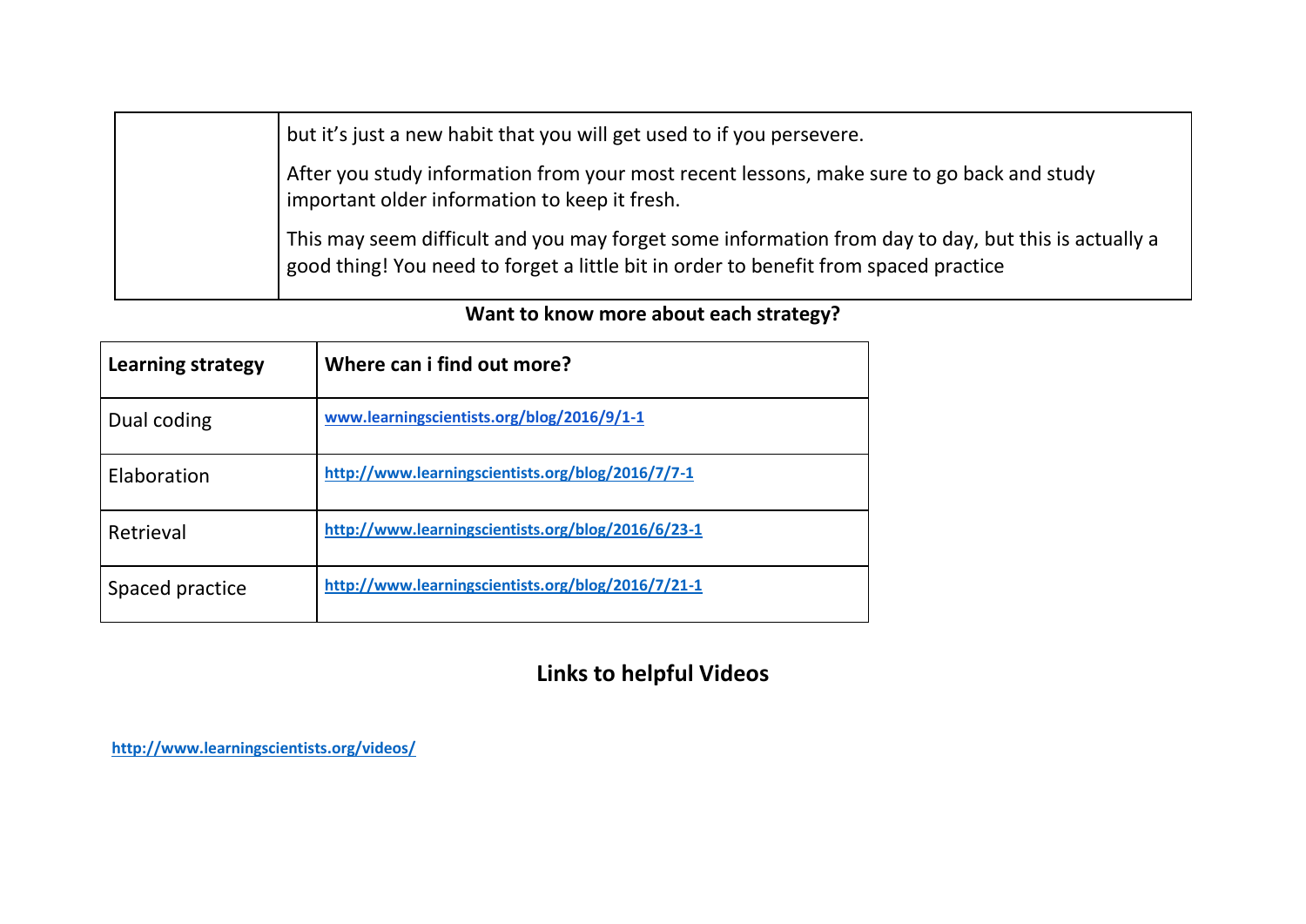| | |
|---|---|
| | but it's just a new habit that you will get used to if you persevere.<br><br>After you study information from your most recent lessons, make sure to go back and study important older information to keep it fresh.<br><br>This may seem difficult and you may forget some information from day to day, but this is actually a good thing! You need to forget a little bit in order to benefit from spaced practice |

**Want to know more about each strategy?**

| **Learning strategy** | **Where can i find out more?** |
|---|---|
| Dual coding | www.learningscientists.org/blog/2016/9/1-1 |
| Elaboration | http://www.learningscientists.org/blog/2016/7/7-1 |
| Retrieval | http://www.learningscientists.org/blog/2016/6/23-1 |
| Spaced practice | http://www.learningscientists.org/blog/2016/7/21-1 |

## Links to helpful Videos

http://www.learningscientists.org/videos/